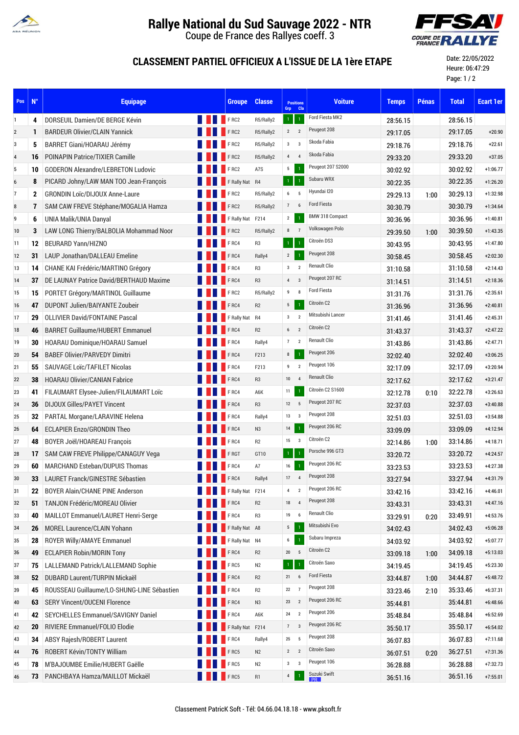# Rallye National du Sud Sauvage 2022 - NTR

Coupe de France des Rallyes coeff. 3

## CLASSEMENT PARTIEL OFFICIEUX A L'ISSUE DE LA 1ère ETAPE

Date: 22/05/2022
Heure: 06:47:29
Page: 1 / 2

| Pos | N° | Equipage | Groupe | Classe | Positions Grp | Positions Cla | Voiture | Temps | Pénas | Total | Ecart 1er |
|---|---|---|---|---|---|---|---|---|---|---|---|
| 1 | 4 | DORSEUIL Damien/DE BERGE Kévin | F RC2 | R5/Rally2 | 1 | 1 | Ford Fiesta MK2 | 28:56.15 | | 28:56.15 | |
| 2 | 1 | BARDEUR Olivier/CLAIN Yannick | F RC2 | R5/Rally2 | 2 | 2 | Peugeot 208 | 29:17.05 | | 29:17.05 | +20.90 |
| 3 | 5 | BARRET Giani/HOARAU Jérémy | F RC2 | R5/Rally2 | 3 | 3 | Skoda Fabia | 29:18.76 | | 29:18.76 | +22.61 |
| 4 | 16 | POINAPIN Patrice/TIXIER Camille | F RC2 | R5/Rally2 | 4 | 4 | Skoda Fabia | 29:33.20 | | 29:33.20 | +37.05 |
| 5 | 10 | GODERON Alexandre/LEBRETON Ludovic | F RC2 | A7S | 5 | 1 | Peugeot 207 S2000 | 30:02.92 | | 30:02.92 | +1:06.77 |
| 6 | 8 | PICARD Johny/LAW MAN TOO Jean-François | F Rally Nat | R4 | 1 | 1 | Subaru WRX | 30:22.35 | | 30:22.35 | +1:26.20 |
| 7 | 2 | GRONDIN Loïc/DIJOUX Anne-Laure | F RC2 | R5/Rally2 | 6 | 5 | Hyundai I20 | 29:29.13 | 1:00 | 30:29.13 | +1:32.98 |
| 8 | 7 | SAM CAW FREVE Stéphane/MOGALIA Hamza | F RC2 | R5/Rally2 | 7 | 6 | Ford Fiesta | 30:30.79 | | 30:30.79 | +1:34.64 |
| 9 | 6 | UNIA Malik/UNIA Danyal | F Rally Nat | F214 | 2 | 1 | BMW 318 Compact | 30:36.96 | | 30:36.96 | +1:40.81 |
| 10 | 3 | LAW LONG Thierry/BALBOLIA Mohammad Noor | F RC2 | R5/Rally2 | 8 | 7 | Volkswagen Polo | 29:39.50 | 1:00 | 30:39.50 | +1:43.35 |
| 11 | 12 | BEURARD Yann/HIZNO | F RC4 | R3 | 1 | 1 | Citroën DS3 | 30:43.95 | | 30:43.95 | +1:47.80 |
| 12 | 31 | LAUP Jonathan/DALLEAU Emeline | F RC4 | Rally4 | 2 | 1 | Peugeot 208 | 30:58.45 | | 30:58.45 | +2:02.30 |
| 13 | 14 | CHANE KAI Frédéric/MARTINO Grégory | F RC4 | R3 | 3 | 2 | Renault Clio | 31:10.58 | | 31:10.58 | +2:14.43 |
| 14 | 37 | DE LAUNAY Patrice David/BERTHAUD Maxime | F RC4 | R3 | 4 | 3 | Peugeot 207 RC | 31:14.51 | | 31:14.51 | +2:18.36 |
| 15 | 15 | PORTET Grégory/MARTINOL Guillaume | F RC2 | R5/Rally2 | 9 | 8 | Ford Fiesta | 31:31.76 | | 31:31.76 | +2:35.61 |
| 16 | 47 | DUPONT Julien/BAIYANTE Zoubeir | F RC4 | R2 | 5 | 1 | Citroën C2 | 31:36.96 | | 31:36.96 | +2:40.81 |
| 17 | 29 | OLLIVIER David/FONTAINE Pascal | F Rally Nat | R4 | 3 | 2 | Mitsubishi Lancer | 31:41.46 | | 31:41.46 | +2:45.31 |
| 18 | 46 | BARRET Guillaume/HUBERT Emmanuel | F RC4 | R2 | 6 | 2 | Citroën C2 | 31:43.37 | | 31:43.37 | +2:47.22 |
| 19 | 30 | HOARAU Dominique/HOARAU Samuel | F RC4 | Rally4 | 7 | 2 | Renault Clio | 31:43.86 | | 31:43.86 | +2:47.71 |
| 20 | 54 | BABEF Olivier/PARVEDY Dimitri | F RC4 | F213 | 8 | 1 | Peugeot 206 | 32:02.40 | | 32:02.40 | +3:06.25 |
| 21 | 55 | SAUVAGE Loïc/TAFILET Nicolas | F RC4 | F213 | 9 | 2 | Peugeot 106 | 32:17.09 | | 32:17.09 | +3:20.94 |
| 22 | 38 | HOARAU Olivier/CANIAN Fabrice | F RC4 | R3 | 10 | 4 | Renault Clio | 32:17.62 | | 32:17.62 | +3:21.47 |
| 23 | 41 | FILAUMART Elysee-Julien/FILAUMART Loïc | F RC4 | A6K | 11 | 1 | Citroën C2 S1600 | 32:12.78 | 0:10 | 32:22.78 | +3:26.63 |
| 24 | 36 | DIJOUX Gilles/PAYET Vincent | F RC4 | R3 | 12 | 5 | Peugeot 207 RC | 32:37.03 | | 32:37.03 | +3:40.88 |
| 25 | 32 | PARTAL Morgane/LARAVINE Helena | F RC4 | Rally4 | 13 | 3 | Peugeot 208 | 32:51.03 | | 32:51.03 | +3:54.88 |
| 26 | 64 | ECLAPIER Enzo/GRONDIN Theo | F RC4 | N3 | 14 | 1 | Peugeot 206 RC | 33:09.09 | | 33:09.09 | +4:12.94 |
| 27 | 48 | BOYER Joël/HOAREAU François | F RC4 | R2 | 15 | 3 | Citroën C2 | 32:14.86 | 1:00 | 33:14.86 | +4:18.71 |
| 28 | 17 | SAM CAW FREVE Philippe/CANAGUY Vega | F RGT | GT10 | 1 | 1 | Porsche 996 GT3 | 33:20.72 | | 33:20.72 | +4:24.57 |
| 29 | 60 | MARCHAND Esteban/DUPUIS Thomas | F RC4 | A7 | 16 | 1 | Peugeot 206 RC | 33:23.53 | | 33:23.53 | +4:27.38 |
| 30 | 33 | LAURET Franck/GINESTRE Sébastien | F RC4 | Rally4 | 17 | 4 | Peugeot 208 | 33:27.94 | | 33:27.94 | +4:31.79 |
| 31 | 22 | BOYER Alain/CHANE PINE Anderson | F Rally Nat | F214 | 4 | 2 | Peugeot 206 RC | 33:42.16 | | 33:42.16 | +4:46.01 |
| 32 | 51 | TANJON Frédéric/MOREAU Olivier | F RC4 | R2 | 18 | 4 | Peugeot 208 | 33:43.31 | | 33:43.31 | +4:47.16 |
| 33 | 40 | MAILLOT Emmanuel/LAURET Henri-Serge | F RC4 | R3 | 19 | 6 | Renault Clio | 33:29.91 | 0:20 | 33:49.91 | +4:53.76 |
| 34 | 26 | MOREL Laurence/CLAIN Yohann | F Rally Nat | A8 | 5 | 1 | Mitsubishi Evo | 34:02.43 | | 34:02.43 | +5:06.28 |
| 35 | 28 | ROYER Willy/AMAYE Emmanuel | F Rally Nat | N4 | 6 | 1 | Subaru Impreza | 34:03.92 | | 34:03.92 | +5:07.77 |
| 36 | 49 | ECLAPIER Robin/MORIN Tony | F RC4 | R2 | 20 | 5 | Citroën C2 | 33:09.18 | 1:00 | 34:09.18 | +5:13.03 |
| 37 | 75 | LALLEMAND Patrick/LALLEMAND Sophie | F RC5 | N2 | 1 | 1 | Citroën Saxo | 34:19.45 | | 34:19.45 | +5:23.30 |
| 38 | 52 | DUBARD Laurent/TURPIN Mickaël | F RC4 | R2 | 21 | 6 | Ford Fiesta | 33:44.87 | 1:00 | 34:44.87 | +5:48.72 |
| 39 | 45 | ROUSSEAU Guillaume/LO-SHUNG-LINE Sébastien | F RC4 | R2 | 22 | 7 | Peugeot 208 | 33:23.46 | 2:10 | 35:33.46 | +6:37.31 |
| 40 | 63 | SERY Vincent/OUCENI Florence | F RC4 | N3 | 23 | 2 | Peugeot 206 RC | 35:44.81 | | 35:44.81 | +6:48.66 |
| 41 | 42 | SEYCHELLES Emmanuel/SAVIGNY Daniel | F RC4 | A6K | 24 | 2 | Peugeot 206 | 35:48.84 | | 35:48.84 | +6:52.69 |
| 42 | 20 | RIVIERE Emmanuel/FOLIO Elodie | F Rally Nat | F214 | 7 | 3 | Peugeot 206 RC | 35:50.17 | | 35:50.17 | +6:54.02 |
| 43 | 34 | ABSY Rajesh/ROBERT Laurent | F RC4 | Rally4 | 25 | 5 | Peugeot 208 | 36:07.83 | | 36:07.83 | +7:11.68 |
| 44 | 76 | ROBERT Kévin/TONTY William | F RC5 | N2 | 2 | 2 | Citroën Saxo | 36:07.51 | 0:20 | 36:27.51 | +7:31.36 |
| 45 | 78 | M'BAJOUMBE Emilie/HUBERT Gaëlle | F RC5 | N2 | 3 | 3 | Peugeot 106 | 36:28.88 | | 36:28.88 | +7:32.73 |
| 46 | 73 | PANCHBAYA Hamza/MAILLOT Mickaël | F RC5 | R1 | 4 | 1 | Suzuki Swift PR | 36:51.16 | | 36:51.16 | +7:55.01 |

Classement PatricK Soft - Tél: 04.66.04.18.18 - www.pksoft.fr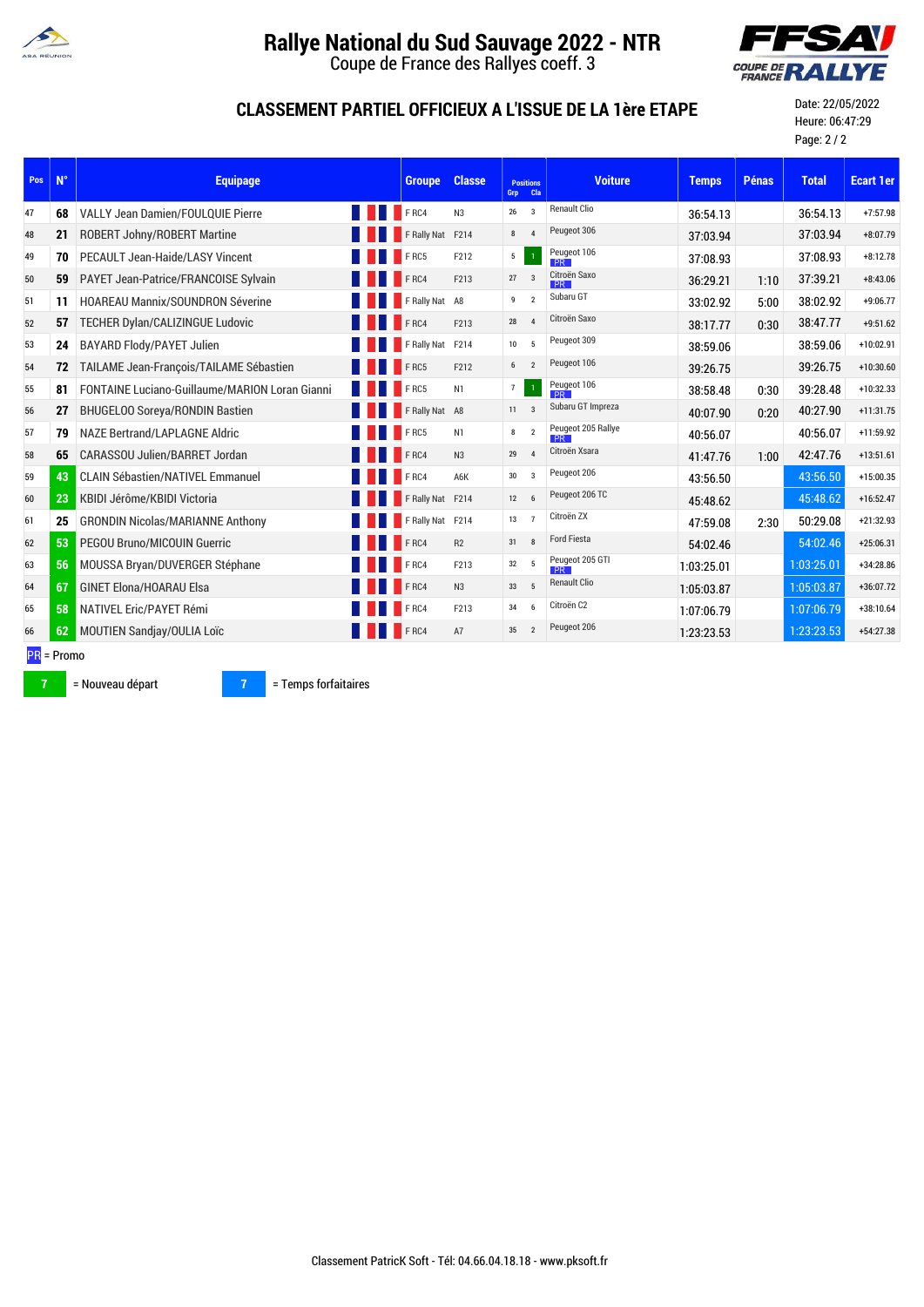# Rallye National du Sud Sauvage 2022 - NTR

Coupe de France des Rallyes coeff. 3

## CLASSEMENT PARTIEL OFFICIEUX A L'ISSUE DE LA 1ère ETAPE

Date: 22/05/2022
Heure: 06:47:29

| Pos | N° | Equipage | Groupe | Classe | Positions Grp | Positions Cla | Voiture | Temps | Pénas | Total | Ecart 1er |
|---|---|---|---|---|---|---|---|---|---|---|---|
| 47 | 68 | VALLY Jean Damien/FOULQUIE Pierre | F RC4 | N3 | 26 | 3 | Renault Clio | 36:54.13 | | 36:54.13 | +7:57.98 |
| 48 | 21 | ROBERT Johny/ROBERT Martine | F Rally Nat | F214 | 8 | 4 | Peugeot 306 | 37:03.94 | | 37:03.94 | +8:07.79 |
| 49 | 70 | PECAULT Jean-Haide/LASY Vincent | F RC5 | F212 | 5 | 1 | Peugeot 106 PR | 37:08.93 | | 37:08.93 | +8:12.78 |
| 50 | 59 | PAYET Jean-Patrice/FRANCOISE Sylvain | F RC4 | F213 | 27 | 3 | Citroën Saxo PR | 36:29.21 | 1:10 | 37:39.21 | +8:43.06 |
| 51 | 11 | HOAREAU Mannix/SOUNDRON Séverine | F Rally Nat | A8 | 9 | 2 | Subaru GT | 33:02.92 | 5:00 | 38:02.92 | +9:06.77 |
| 52 | 57 | TECHER Dylan/CALIZINGUE Ludovic | F RC4 | F213 | 28 | 4 | Citroën Saxo | 38:17.77 | 0:30 | 38:47.77 | +9:51.62 |
| 53 | 24 | BAYARD Flody/PAYET Julien | F Rally Nat | F214 | 10 | 5 | Peugeot 309 | 38:59.06 | | 38:59.06 | +10:02.91 |
| 54 | 72 | TAILAME Jean-François/TAILAME Sébastien | F RC5 | F212 | 6 | 2 | Peugeot 106 | 39:26.75 | | 39:26.75 | +10:30.60 |
| 55 | 81 | FONTAINE Luciano-Guillaume/MARION Loran Gianni | F RC5 | N1 | 7 | 1 | Peugeot 106 PR | 38:58.48 | 0:30 | 39:28.48 | +10:32.33 |
| 56 | 27 | BHUGELOO Soreya/RONDIN Bastien | F Rally Nat | A8 | 11 | 3 | Subaru GT Impreza | 40:07.90 | 0:20 | 40:27.90 | +11:31.75 |
| 57 | 79 | NAZE Bertrand/LAPLAGNE Aldric | F RC5 | N1 | 8 | 2 | Peugeot 205 Rallye PR | 40:56.07 | | 40:56.07 | +11:59.92 |
| 58 | 65 | CARASSOU Julien/BARRET Jordan | F RC4 | N3 | 29 | 4 | Citroën Xsara | 41:47.76 | 1:00 | 42:47.76 | +13:51.61 |
| 59 | 43 | CLAIN Sébastien/NATIVEL Emmanuel | F RC4 | A6K | 30 | 3 | Peugeot 206 | 43:56.50 | | 43:56.50 | +15:00.35 |
| 60 | 23 | KBIDI Jérôme/KBIDI Victoria | F Rally Nat | F214 | 12 | 6 | Peugeot 206 TC | 45:48.62 | | 45:48.62 | +16:52.47 |
| 61 | 25 | GRONDIN Nicolas/MARIANNE Anthony | F Rally Nat | F214 | 13 | 7 | Citroën ZX | 47:59.08 | 2:30 | 50:29.08 | +21:32.93 |
| 62 | 53 | PEGOU Bruno/MICOUIN Guerric | F RC4 | R2 | 31 | 8 | Ford Fiesta | 54:02.46 | | 54:02.46 | +25:06.31 |
| 63 | 56 | MOUSSA Bryan/DUVERGER Stéphane | F RC4 | F213 | 32 | 5 | Peugeot 205 GTI PR | 1:03:25.01 | | 1:03:25.01 | +34:28.86 |
| 64 | 67 | GINET Elona/HARAU Elsa | F RC4 | N3 | 33 | 5 | Renault Clio | 1:05:03.87 | | 1:05:03.87 | +36:07.72 |
| 65 | 58 | NATIVEL Eric/PAYET Rémi | F RC4 | F213 | 34 | 6 | Citroën C2 | 1:07:06.79 | | 1:07:06.79 | +38:10.64 |
| 66 | 62 | MOUTIEN Sandjay/OULIA Loïc | F RC4 | A7 | 35 | 2 | Peugeot 206 | 1:23:23.53 | | 1:23:23.53 | +54:27.38 |

PR = Promo

7 = Nouveau départ

7 = Temps forfaitaires

Classement PatricK Soft - Tél: 04.66.04.18.18 - www.pksoft.fr